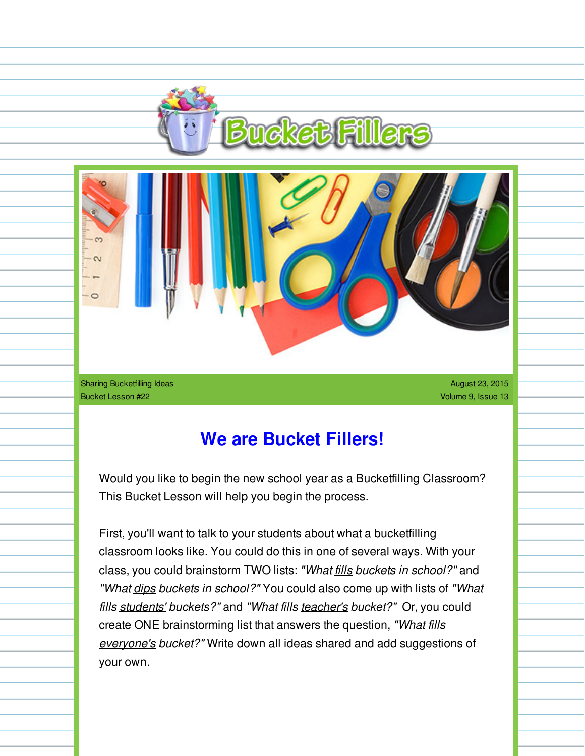# Bucket Fillers

Sharing Bucketfilling Ideas
Bucket Lesson #22

August 23, 2015
Volume 9, Issue 13

## We are Bucket Fillers!

Would you like to begin the new school year as a Bucketfilling Classroom? This Bucket Lesson will help you begin the process.

First, you'll want to talk to your students about what a bucketfilling classroom looks like. You could do this in one of several ways. With your class, you could brainstorm TWO lists: *"What fills buckets in school?"* and *"What dips buckets in school?"* You could also come up with lists of *"What fills students' buckets?"* and *"What fills teacher's bucket?"* Or, you could create ONE brainstorming list that answers the question, *"What fills everyone's bucket?"* Write down all ideas shared and add suggestions of your own.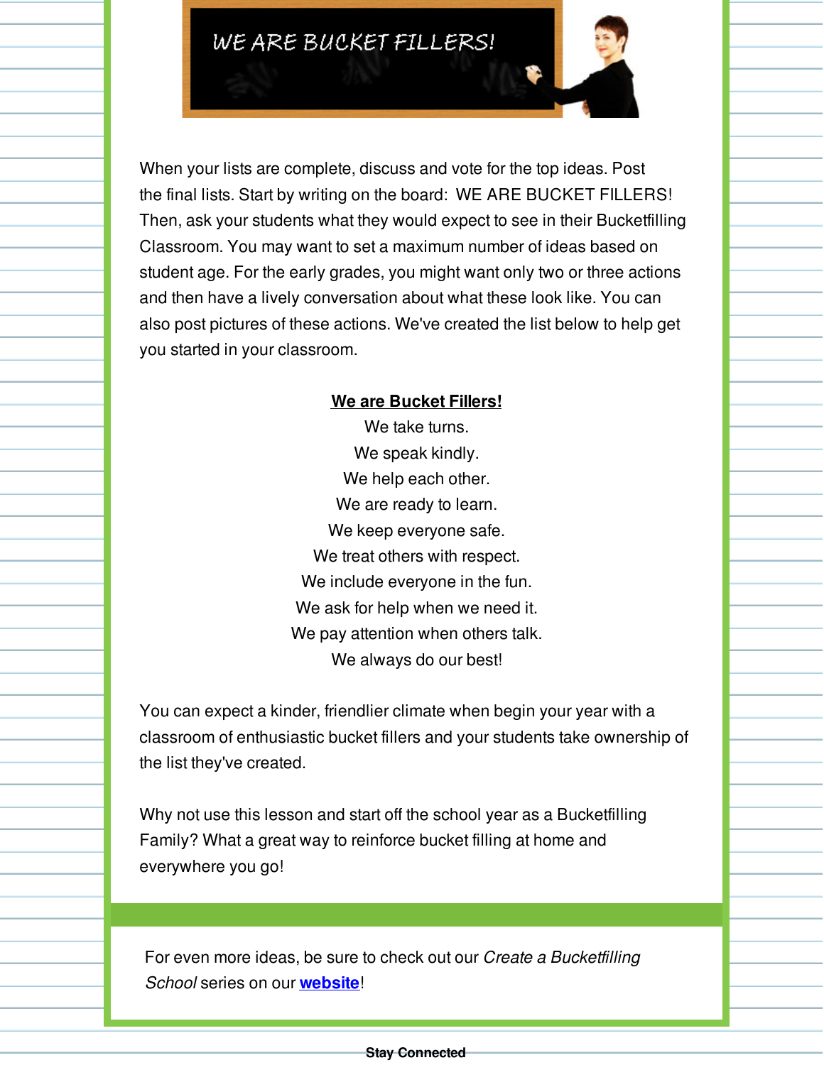WE ARE BUCKET FILLERS!

When your lists are complete, discuss and vote for the top ideas. Post the final lists. Start by writing on the board: WE ARE BUCKET FILLERS! Then, ask your students what they would expect to see in their Bucketfilling Classroom. You may want to set a maximum number of ideas based on student age. For the early grades, you might want only two or three actions and then have a lively conversation about what these look like. You can also post pictures of these actions. We've created the list below to help get you started in your classroom.

**We are Bucket Fillers!**

We take turns.
We speak kindly.
We help each other.
We are ready to learn.
We keep everyone safe.
We treat others with respect.
We include everyone in the fun.
We ask for help when we need it.
We pay attention when others talk.
We always do our best!

You can expect a kinder, friendlier climate when begin your year with a classroom of enthusiastic bucket fillers and your students take ownership of the list they've created.

Why not use this lesson and start off the school year as a Bucketfilling Family? What a great way to reinforce bucket filling at home and everywhere you go!

For even more ideas, be sure to check out our *Create a Bucketfilling School* series on our **website**!

**Stay Connected**